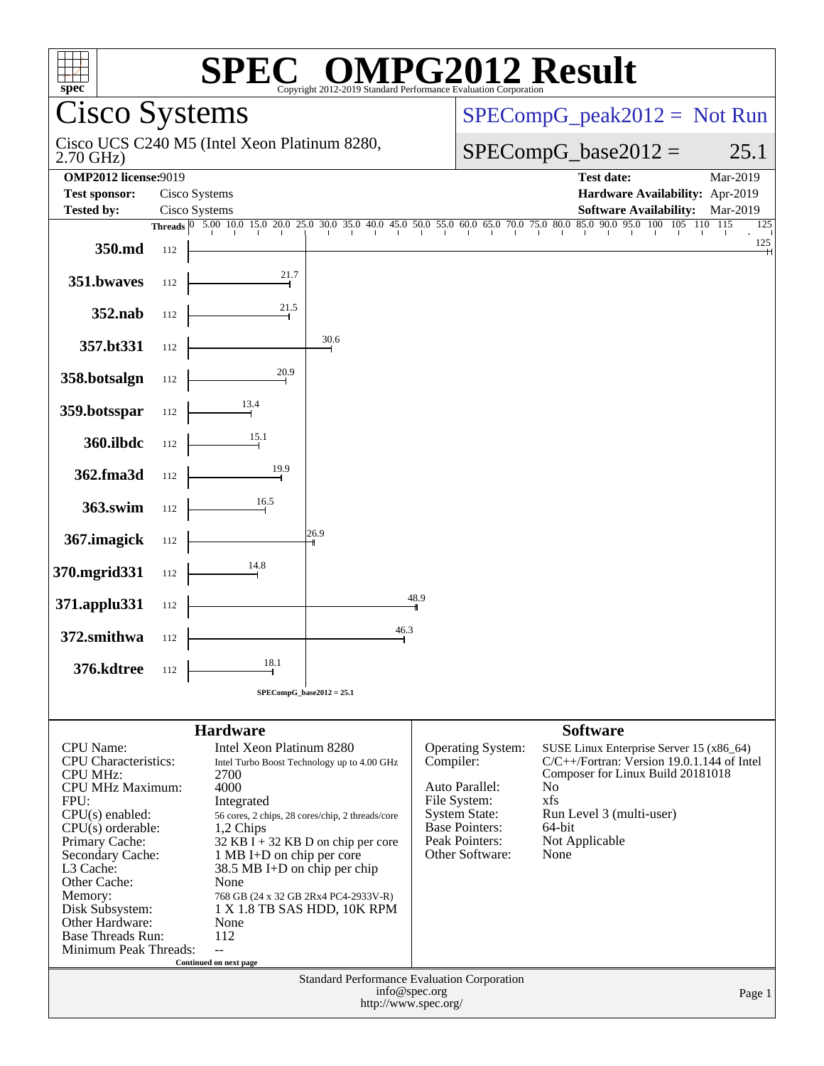# SPEC® OMPG2012 Result

Copyright 2012-2019 Standard Performance Evaluation Corporation

## Cisco Systems

Cisco UCS C240 M5 (Intel Xeon Platinum 8280, 2.70 GHz)

SPECompG_peak2012 = Not Run

SPECompG_base2012 = 25.1

| | | | |
|---|---|---|---|
| **OMP2012 license:** | 9019 | **Test date:** | Mar-2019 |
| **Test sponsor:** | Cisco Systems | **Hardware Availability:** | Apr-2019 |
| **Tested by:** | Cisco Systems | **Software Availability:** | Mar-2019 |

| Benchmark | Threads | Base Ratio |
|---|---|---|
| 350.md | 112 | 125 |
| 351.bwaves | 112 | 21.7 |
| 352.nab | 112 | 21.5 |
| 357.bt331 | 112 | 30.6 |
| 358.botsalgn | 112 | 20.9 |
| 359.botsspar | 112 | 13.4 |
| 360.ilbdc | 112 | 15.1 |
| 362.fma3d | 112 | 19.9 |
| 363.swim | 112 | 16.5 |
| 367.imagick | 112 | 26.9 |
| 370.mgrid331 | 112 | 14.8 |
| 371.applu331 | 112 | 48.9 |
| 372.smithwa | 112 | 46.3 |
| 376.kdtree | 112 | 18.1 |

SPECompG_base2012 = 25.1

### Hardware

| | |
|---|---|
| CPU Name: | Intel Xeon Platinum 8280 |
| CPU Characteristics: | Intel Turbo Boost Technology up to 4.00 GHz |
| CPU MHz: | 2700 |
| CPU MHz Maximum: | 4000 |
| FPU: | Integrated |
| CPU(s) enabled: | 56 cores, 2 chips, 28 cores/chip, 2 threads/core |
| CPU(s) orderable: | 1,2 Chips |
| Primary Cache: | 32 KB I + 32 KB D on chip per core |
| Secondary Cache: | 1 MB I+D on chip per core |
| L3 Cache: | 38.5 MB I+D on chip per chip |
| Other Cache: | None |
| Memory: | 768 GB (24 x 32 GB 2Rx4 PC4-2933V-R) |
| Disk Subsystem: | 1 X 1.8 TB SAS HDD, 10K RPM |
| Other Hardware: | None |
| Base Threads Run: | 112 |
| Minimum Peak Threads: | -- |

Continued on next page

### Software

| | |
|---|---|
| Operating System: | SUSE Linux Enterprise Server 15 (x86_64) |
| Compiler: | C/C++/Fortran: Version 19.0.1.144 of Intel Composer for Linux Build 20181018 |
| Auto Parallel: | No |
| File System: | xfs |
| System State: | Run Level 3 (multi-user) |
| Base Pointers: | 64-bit |
| Peak Pointers: | Not Applicable |
| Other Software: | None |

Standard Performance Evaluation Corporation
info@spec.org
http://www.spec.org/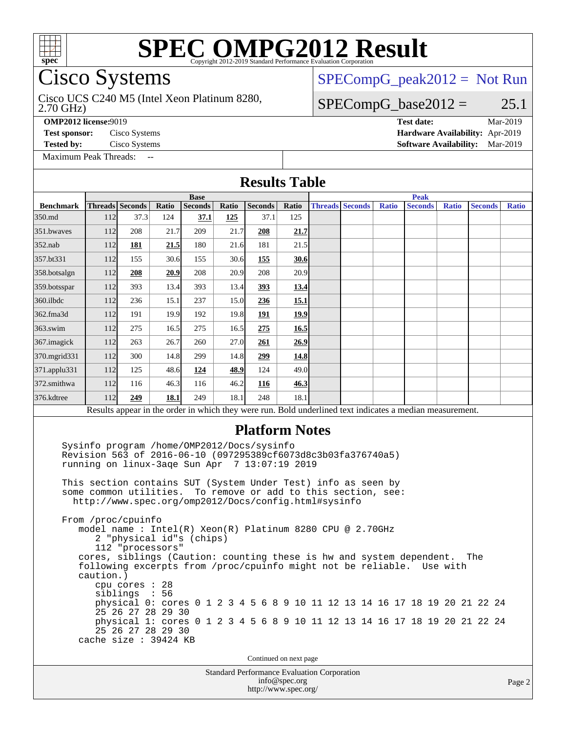# SPEC OMPG2012 Result

Copyright 2012-2019 Standard Performance Evaluation Corporation

## Cisco Systems

Cisco UCS C240 M5 (Intel Xeon Platinum 8280, 2.70 GHz)

SPECompG_peak2012 = Not Run

SPECompG_base2012 = 25.1

**OMP2012 license:** 9019
**Test sponsor:** Cisco Systems
**Tested by:** Cisco Systems
**Test date:** Mar-2019
**Hardware Availability:** Apr-2019
**Software Availability:** Mar-2019

Maximum Peak Threads: --

### Results Table

| Benchmark | Base | | | | | | | Peak | | | | | | |
|---|---|---|---|---|---|---|---|---|---|---|---|---|---|---|
| | Threads | Seconds | Ratio | Seconds | Ratio | Seconds | Ratio | Threads | Seconds | Ratio | Seconds | Ratio | Seconds | Ratio |
| 350.md | 112 | 37.3 | 124 | **37.1** | **125** | 37.1 | 125 | | | | | | | |
| 351.bwaves | 112 | 208 | 21.7 | 209 | 21.7 | **208** | **21.7** | | | | | | | |
| 352.nab | 112 | **181** | **21.5** | 180 | 21.6 | 181 | 21.5 | | | | | | | |
| 357.bt331 | 112 | 155 | 30.6 | 155 | 30.6 | **155** | **30.6** | | | | | | | |
| 358.botsalgn | 112 | **208** | **20.9** | 208 | 20.9 | 208 | 20.9 | | | | | | | |
| 359.botsspar | 112 | 393 | 13.4 | 393 | 13.4 | **393** | **13.4** | | | | | | | |
| 360.ilbdc | 112 | 236 | 15.1 | 237 | 15.0 | **236** | **15.1** | | | | | | | |
| 362.fma3d | 112 | 191 | 19.9 | 192 | 19.8 | **191** | **19.9** | | | | | | | |
| 363.swim | 112 | 275 | 16.5 | 275 | 16.5 | **275** | **16.5** | | | | | | | |
| 367.imagick | 112 | 263 | 26.7 | 260 | 27.0 | **261** | **26.9** | | | | | | | |
| 370.mgrid331 | 112 | 300 | 14.8 | 299 | 14.8 | **299** | **14.8** | | | | | | | |
| 371.applu331 | 112 | 125 | 48.6 | **124** | **48.9** | 124 | 49.0 | | | | | | | |
| 372.smithwa | 112 | 116 | 46.3 | 116 | 46.2 | **116** | **46.3** | | | | | | | |
| 376.kdtree | 112 | **249** | **18.1** | 249 | 18.1 | 248 | 18.1 | | | | | | | |

Results appear in the order in which they were run. Bold underlined text indicates a median measurement.

### Platform Notes

```
Sysinfo program /home/OMP2012/Docs/sysinfo
Revision 563 of 2016-06-10 (097295389cf6073d8c3b03fa376740a5)
running on linux-3aqe Sun Apr  7 13:07:19 2019

This section contains SUT (System Under Test) info as seen by
some common utilities.  To remove or add to this section, see:
  http://www.spec.org/omp2012/Docs/config.html#sysinfo

From /proc/cpuinfo
   model name : Intel(R) Xeon(R) Platinum 8280 CPU @ 2.70GHz
      2 "physical id"s (chips)
      112 "processors"
   cores, siblings (Caution: counting these is hw and system dependent.  The
   following excerpts from /proc/cpuinfo might not be reliable.  Use with
   caution.)
      cpu cores : 28
      siblings  : 56
      physical 0: cores 0 1 2 3 4 5 6 8 9 10 11 12 13 14 16 17 18 19 20 21 22 24
      25 26 27 28 29 30
      physical 1: cores 0 1 2 3 4 5 6 8 9 10 11 12 13 14 16 17 18 19 20 21 22 24
      25 26 27 28 29 30
   cache size : 39424 KB
```

Continued on next page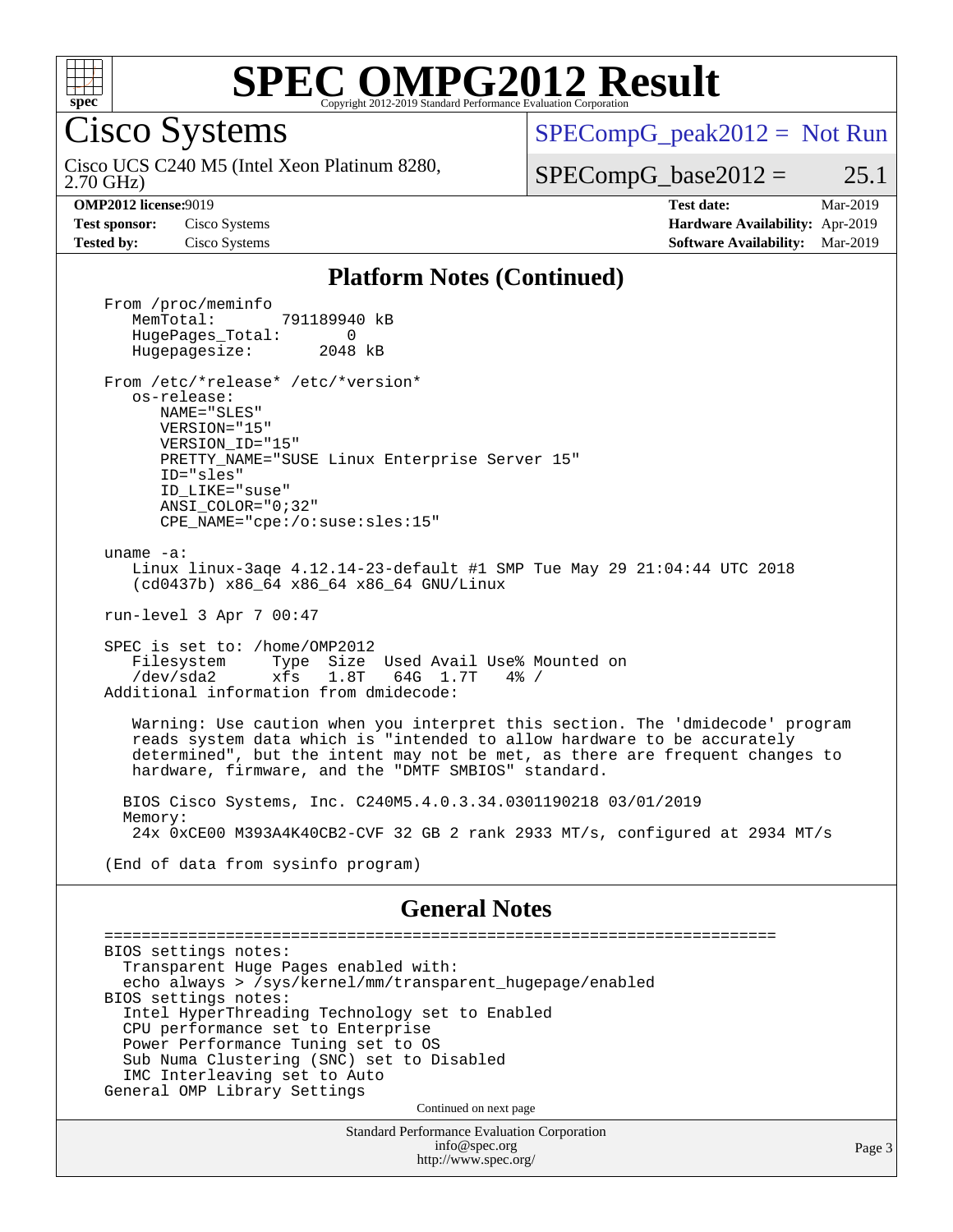## Platform Notes (Continued)

```
From /proc/meminfo
   MemTotal:       791189940 kB
   HugePages_Total:       0
   Hugepagesize:       2048 kB

From /etc/*release* /etc/*version*
   os-release:
      NAME="SLES"
      VERSION="15"
      VERSION_ID="15"
      PRETTY_NAME="SUSE Linux Enterprise Server 15"
      ID="sles"
      ID_LIKE="suse"
      ANSI_COLOR="0;32"
      CPE_NAME="cpe:/o:suse:sles:15"

uname -a:
   Linux linux-3aqe 4.12.14-23-default #1 SMP Tue May 29 21:04:44 UTC 2018
   (cd0437b) x86_64 x86_64 x86_64 GNU/Linux

run-level 3 Apr 7 00:47

SPEC is set to: /home/OMP2012
   Filesystem     Type  Size  Used Avail Use% Mounted on
   /dev/sda2      xfs   1.8T   64G  1.7T   4% /
Additional information from dmidecode:

   Warning: Use caution when you interpret this section. The 'dmidecode' program
   reads system data which is "intended to allow hardware to be accurately
   determined", but the intent may not be met, as there are frequent changes to
   hardware, firmware, and the "DMTF SMBIOS" standard.

  BIOS Cisco Systems, Inc. C240M5.4.0.3.34.0301190218 03/01/2019
  Memory:
   24x 0xCE00 M393A4K40CB2-CVF 32 GB 2 rank 2933 MT/s, configured at 2934 MT/s

(End of data from sysinfo program)
```

## General Notes

```
========================================================================
BIOS settings notes:
  Transparent Huge Pages enabled with:
  echo always > /sys/kernel/mm/transparent_hugepage/enabled
BIOS settings notes:
  Intel HyperThreading Technology set to Enabled
  CPU performance set to Enterprise
  Power Performance Tuning set to OS
  Sub Numa Clustering (SNC) set to Disabled
  IMC Interleaving set to Auto
General OMP Library Settings
```

Continued on next page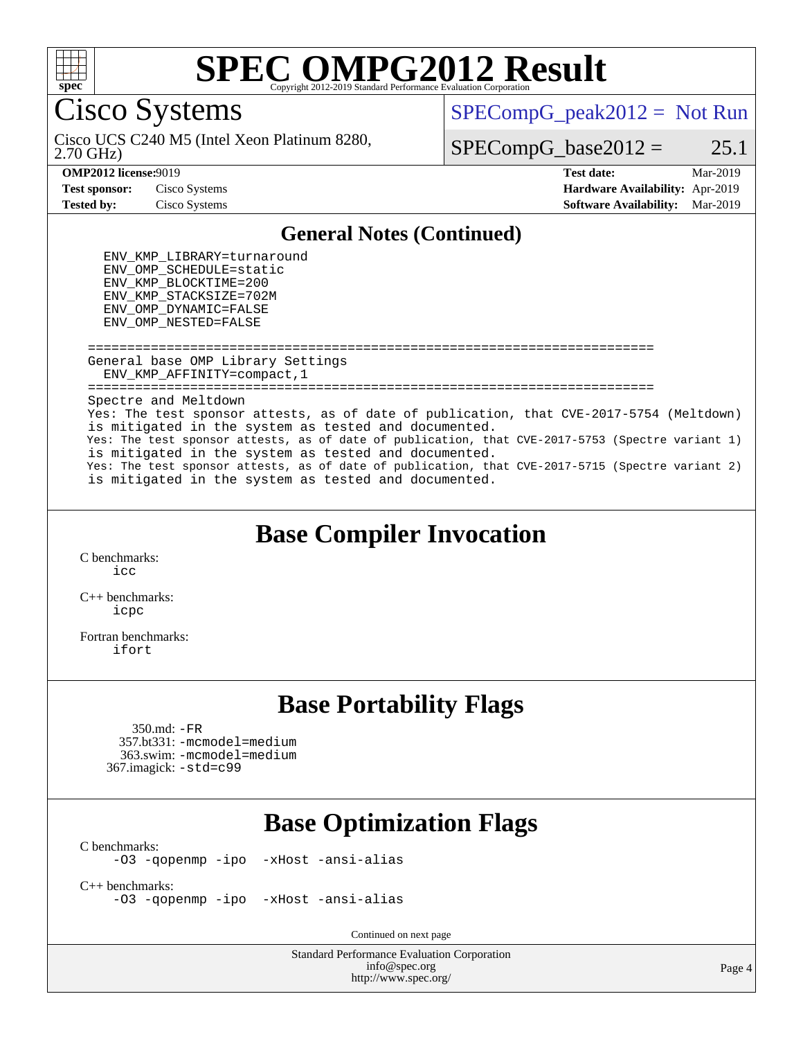# Cisco Systems

Cisco UCS C240 M5 (Intel Xeon Platinum 8280, 2.70 GHz)

SPECompG_peak2012 = Not Run

SPECompG_base2012 = 25.1

**OMP2012 license:** 9019
**Test sponsor:** Cisco Systems
**Tested by:** Cisco Systems
**Test date:** Mar-2019
**Hardware Availability:** Apr-2019
**Software Availability:** Mar-2019

## General Notes (Continued)

```
  ENV_KMP_LIBRARY=turnaround
  ENV_OMP_SCHEDULE=static
  ENV_KMP_BLOCKTIME=200
  ENV_KMP_STACKSIZE=702M
  ENV_OMP_DYNAMIC=FALSE
  ENV_OMP_NESTED=FALSE

========================================================================
General base OMP Library Settings
  ENV_KMP_AFFINITY=compact,1
========================================================================
Spectre and Meltdown
Yes: The test sponsor attests, as of date of publication, that CVE-2017-5754 (Meltdown)
is mitigated in the system as tested and documented.
Yes: The test sponsor attests, as of date of publication, that CVE-2017-5753 (Spectre variant 1)
is mitigated in the system as tested and documented.
Yes: The test sponsor attests, as of date of publication, that CVE-2017-5715 (Spectre variant 2)
is mitigated in the system as tested and documented.
```

## Base Compiler Invocation

C benchmarks:
icc

C++ benchmarks:
icpc

Fortran benchmarks:
ifort

## Base Portability Flags

350.md: -FR
357.bt331: -mcmodel=medium
363.swim: -mcmodel=medium
367.imagick: -std=c99

## Base Optimization Flags

C benchmarks:
-O3 -qopenmp -ipo -xHost -ansi-alias

C++ benchmarks:
-O3 -qopenmp -ipo -xHost -ansi-alias

Continued on next page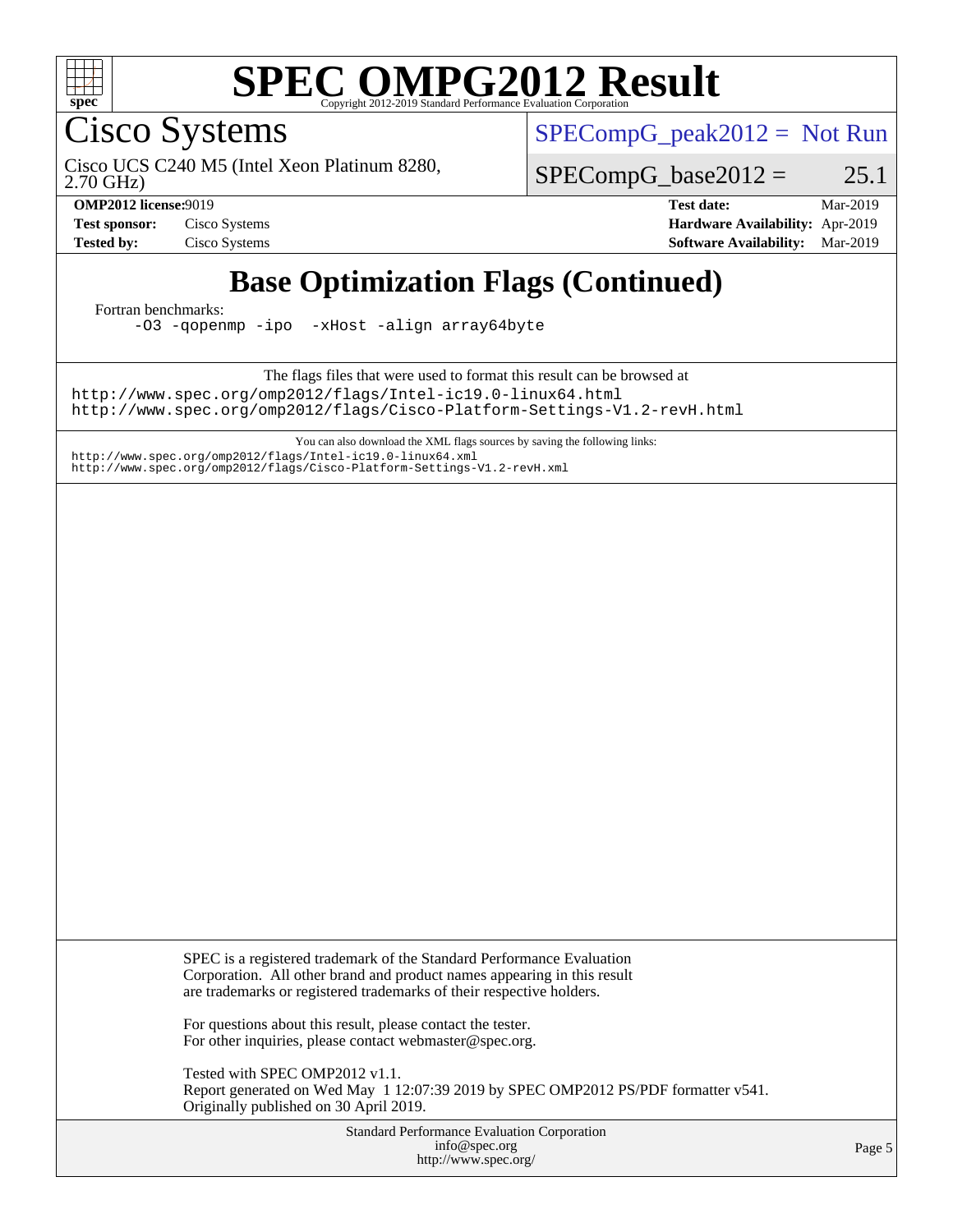# SPEC OMPG2012 Result

Copyright 2012-2019 Standard Performance Evaluation Corporation

## Cisco Systems

Cisco UCS C240 M5 (Intel Xeon Platinum 8280, 2.70 GHz)

SPECompG_peak2012 = Not Run

SPECompG_base2012 = 25.1

| | | | |
|---|---|---|---|
| **OMP2012 license:** | 9019 | **Test date:** | Mar-2019 |
| **Test sponsor:** | Cisco Systems | **Hardware Availability:** | Apr-2019 |
| **Tested by:** | Cisco Systems | **Software Availability:** | Mar-2019 |

## Base Optimization Flags (Continued)

Fortran benchmarks:

```
-O3 -qopenmp -ipo  -xHost -align array64byte
```

The flags files that were used to format this result can be browsed at

http://www.spec.org/omp2012/flags/Intel-ic19.0-linux64.html
http://www.spec.org/omp2012/flags/Cisco-Platform-Settings-V1.2-revH.html

You can also download the XML flags sources by saving the following links:

http://www.spec.org/omp2012/flags/Intel-ic19.0-linux64.xml
http://www.spec.org/omp2012/flags/Cisco-Platform-Settings-V1.2-revH.xml

SPEC is a registered trademark of the Standard Performance Evaluation Corporation. All other brand and product names appearing in this result are trademarks or registered trademarks of their respective holders.

For questions about this result, please contact the tester.
For other inquiries, please contact webmaster@spec.org.

Tested with SPEC OMP2012 v1.1.
Report generated on Wed May 1 12:07:39 2019 by SPEC OMP2012 PS/PDF formatter v541.
Originally published on 30 April 2019.

Standard Performance Evaluation Corporation
info@spec.org
http://www.spec.org/